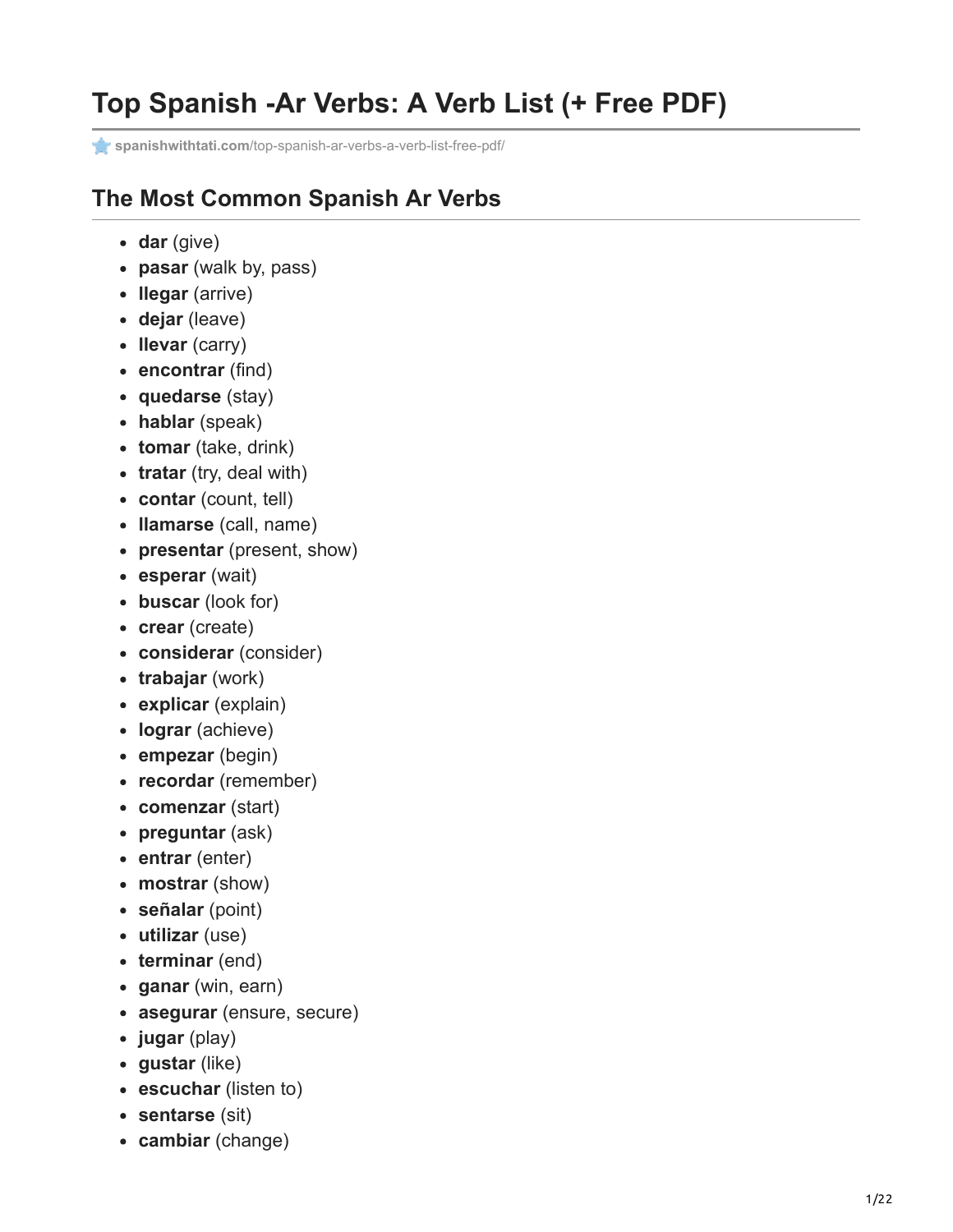# Top Spanish -Ar Verbs: A Verb List (+ Free PDF)

spanishwithtati.com/top-spanish-ar-verbs-a-verb-list-free-pdf/

## The Most Common Spanish Ar Verbs

- **dar** (give)
- **pasar** (walk by, pass)
- **llegar** (arrive)
- **dejar** (leave)
- **llevar** (carry)
- **encontrar** (find)
- **quedarse** (stay)
- **hablar** (speak)
- **tomar** (take, drink)
- **tratar** (try, deal with)
- **contar** (count, tell)
- **llamarse** (call, name)
- **presentar** (present, show)
- **esperar** (wait)
- **buscar** (look for)
- **crear** (create)
- **considerar** (consider)
- **trabajar** (work)
- **explicar** (explain)
- **lograr** (achieve)
- **empezar** (begin)
- **recordar** (remember)
- **comenzar** (start)
- **preguntar** (ask)
- **entrar** (enter)
- **mostrar** (show)
- **señalar** (point)
- **utilizar** (use)
- **terminar** (end)
- **ganar** (win, earn)
- **asegurar** (ensure, secure)
- **jugar** (play)
- **gustar** (like)
- **escuchar** (listen to)
- **sentarse** (sit)
- **cambiar** (change)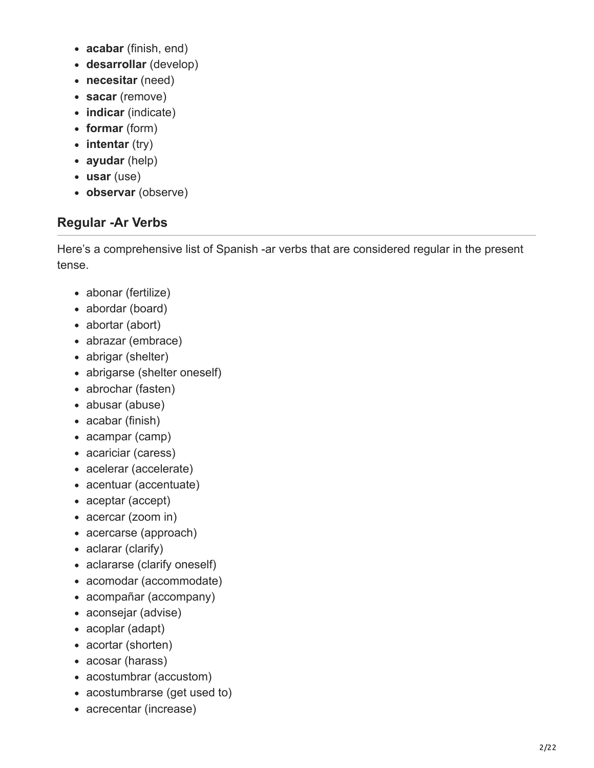- **acabar** (finish, end)
- **desarrollar** (develop)
- **necesitar** (need)
- **sacar** (remove)
- **indicar** (indicate)
- **formar** (form)
- **intentar** (try)
- **ayudar** (help)
- **usar** (use)
- **observar** (observe)

## Regular -Ar Verbs

Here's a comprehensive list of Spanish -ar verbs that are considered regular in the present tense.

- abonar (fertilize)
- abordar (board)
- abortar (abort)
- abrazar (embrace)
- abrigar (shelter)
- abrigarse (shelter oneself)
- abrochar (fasten)
- abusar (abuse)
- acabar (finish)
- acampar (camp)
- acariciar (caress)
- acelerar (accelerate)
- acentuar (accentuate)
- aceptar (accept)
- acercar (zoom in)
- acercarse (approach)
- aclarar (clarify)
- aclararse (clarify oneself)
- acomodar (accommodate)
- acompañar (accompany)
- aconsejar (advise)
- acoplar (adapt)
- acortar (shorten)
- acosar (harass)
- acostumbrar (accustom)
- acostumbrarse (get used to)
- acrecentar (increase)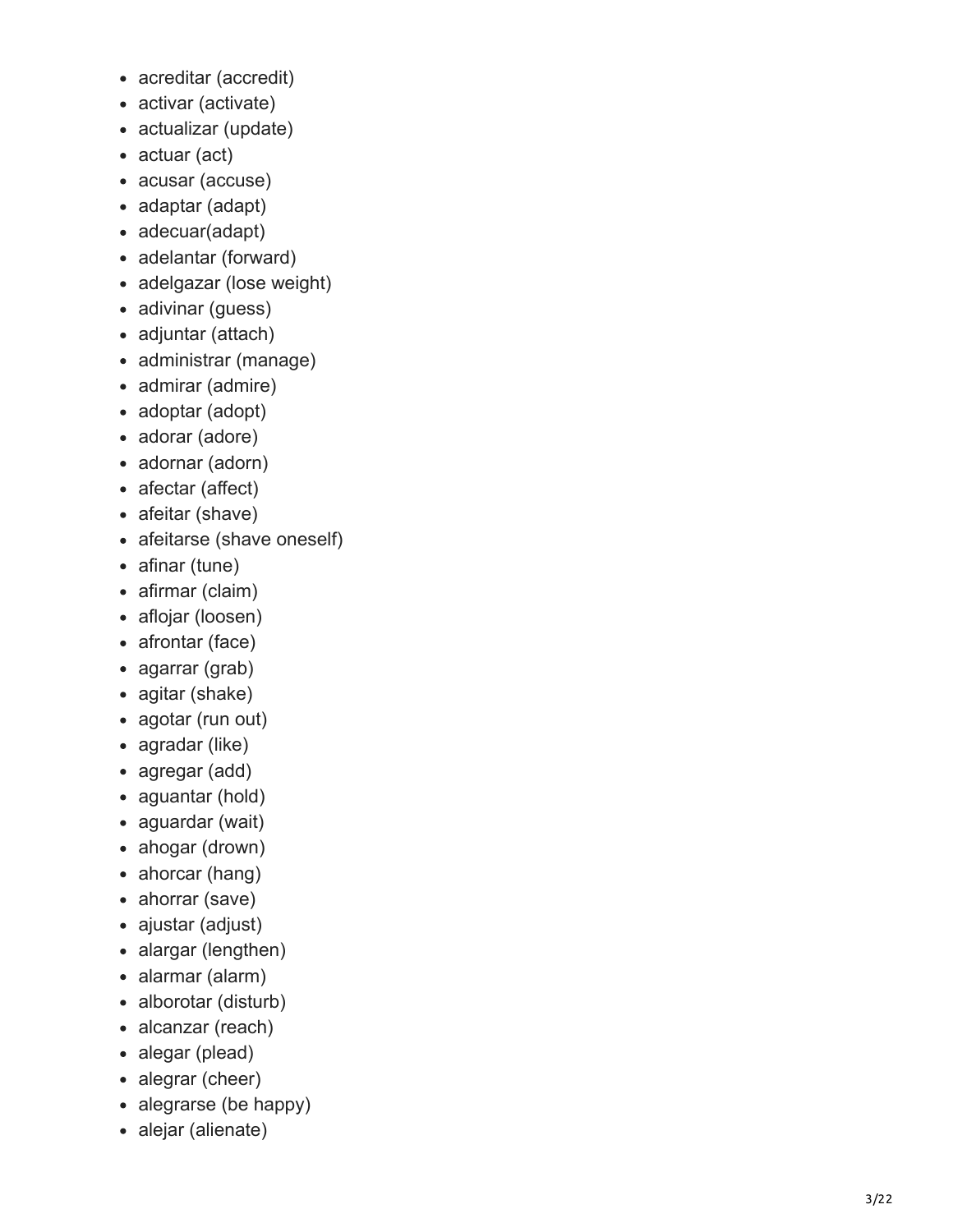- acreditar (accredit)
- activar (activate)
- actualizar (update)
- actuar (act)
- acusar (accuse)
- adaptar (adapt)
- adecuar(adapt)
- adelantar (forward)
- adelgazar (lose weight)
- adivinar (guess)
- adjuntar (attach)
- administrar (manage)
- admirar (admire)
- adoptar (adopt)
- adorar (adore)
- adornar (adorn)
- afectar (affect)
- afeitar (shave)
- afeitarse (shave oneself)
- afinar (tune)
- afirmar (claim)
- aflojar (loosen)
- afrontar (face)
- agarrar (grab)
- agitar (shake)
- agotar (run out)
- agradar (like)
- agregar (add)
- aguantar (hold)
- aguardar (wait)
- ahogar (drown)
- ahorcar (hang)
- ahorrar (save)
- ajustar (adjust)
- alargar (lengthen)
- alarmar (alarm)
- alborotar (disturb)
- alcanzar (reach)
- alegar (plead)
- alegrar (cheer)
- alegrarse (be happy)
- alejar (alienate)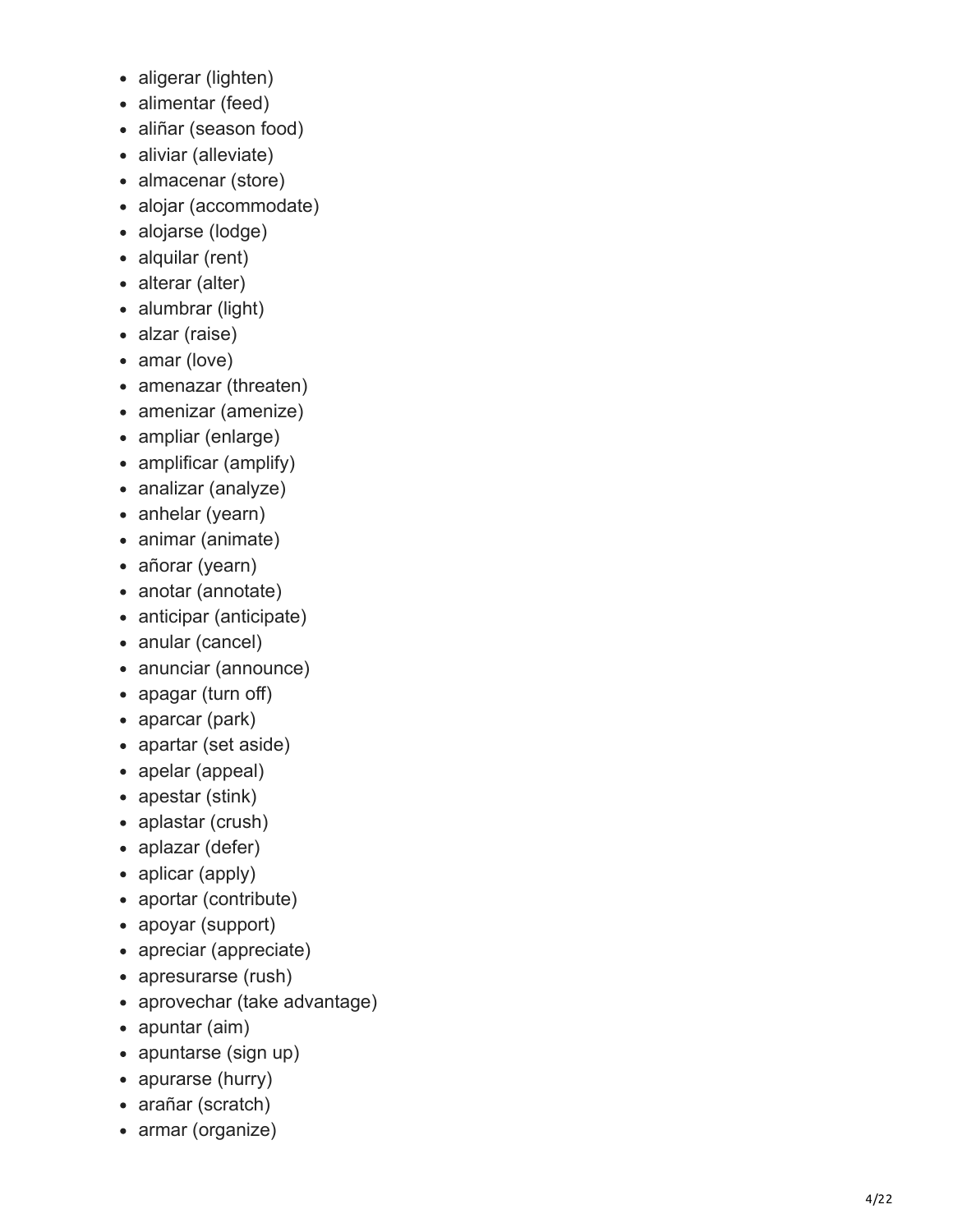- aligerar (lighten)
- alimentar (feed)
- aliñar (season food)
- aliviar (alleviate)
- almacenar (store)
- alojar (accommodate)
- alojarse (lodge)
- alquilar (rent)
- alterar (alter)
- alumbrar (light)
- alzar (raise)
- amar (love)
- amenazar (threaten)
- amenizar (amenize)
- ampliar (enlarge)
- amplificar (amplify)
- analizar (analyze)
- anhelar (yearn)
- animar (animate)
- añorar (yearn)
- anotar (annotate)
- anticipar (anticipate)
- anular (cancel)
- anunciar (announce)
- apagar (turn off)
- aparcar (park)
- apartar (set aside)
- apelar (appeal)
- apestar (stink)
- aplastar (crush)
- aplazar (defer)
- aplicar (apply)
- aportar (contribute)
- apoyar (support)
- apreciar (appreciate)
- apresurarse (rush)
- aprovechar (take advantage)
- apuntar (aim)
- apuntarse (sign up)
- apurarse (hurry)
- arañar (scratch)
- armar (organize)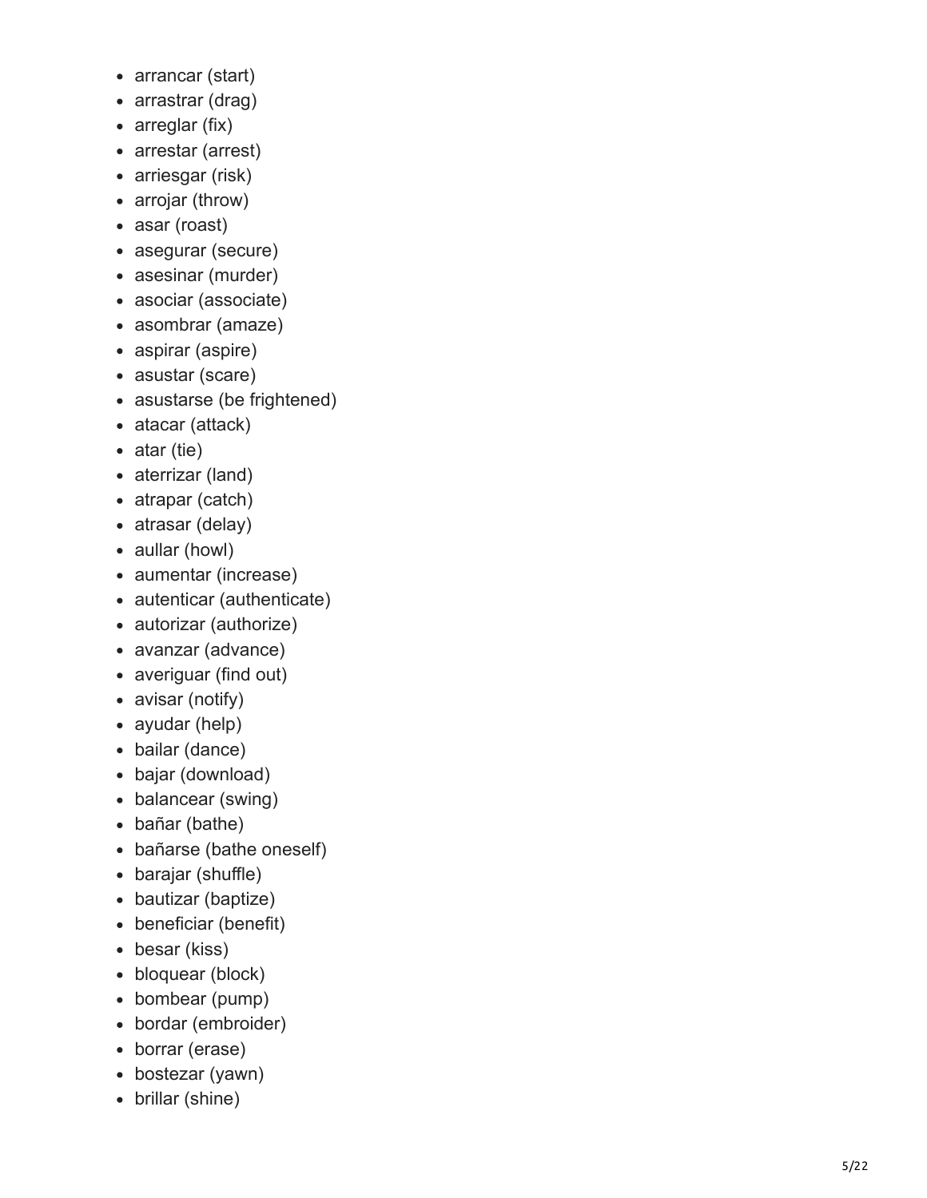- arrancar (start)
- arrastrar (drag)
- arreglar (fix)
- arrestar (arrest)
- arriesgar (risk)
- arrojar (throw)
- asar (roast)
- asegurar (secure)
- asesinar (murder)
- asociar (associate)
- asombrar (amaze)
- aspirar (aspire)
- asustar (scare)
- asustarse (be frightened)
- atacar (attack)
- atar (tie)
- aterrizar (land)
- atrapar (catch)
- atrasar (delay)
- aullar (howl)
- aumentar (increase)
- autenticar (authenticate)
- autorizar (authorize)
- avanzar (advance)
- averiguar (find out)
- avisar (notify)
- ayudar (help)
- bailar (dance)
- bajar (download)
- balancear (swing)
- bañar (bathe)
- bañarse (bathe oneself)
- barajar (shuffle)
- bautizar (baptize)
- beneficiar (benefit)
- besar (kiss)
- bloquear (block)
- bombear (pump)
- bordar (embroider)
- borrar (erase)
- bostezar (yawn)
- brillar (shine)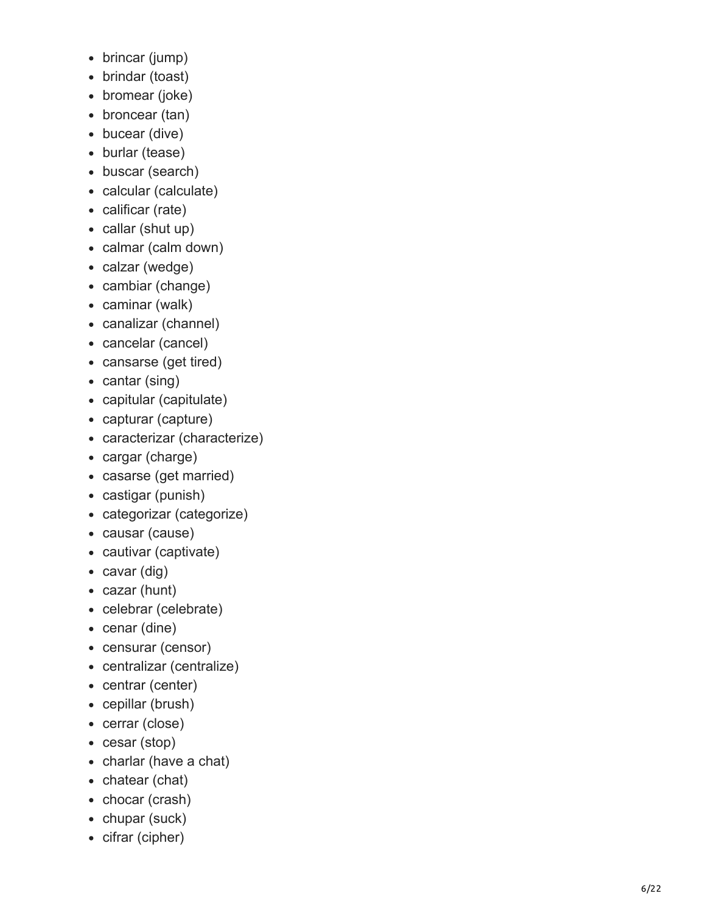- brincar (jump)
- brindar (toast)
- bromear (joke)
- broncear (tan)
- bucear (dive)
- burlar (tease)
- buscar (search)
- calcular (calculate)
- calificar (rate)
- callar (shut up)
- calmar (calm down)
- calzar (wedge)
- cambiar (change)
- caminar (walk)
- canalizar (channel)
- cancelar (cancel)
- cansarse (get tired)
- cantar (sing)
- capitular (capitulate)
- capturar (capture)
- caracterizar (characterize)
- cargar (charge)
- casarse (get married)
- castigar (punish)
- categorizar (categorize)
- causar (cause)
- cautivar (captivate)
- cavar (dig)
- cazar (hunt)
- celebrar (celebrate)
- cenar (dine)
- censurar (censor)
- centralizar (centralize)
- centrar (center)
- cepillar (brush)
- cerrar (close)
- cesar (stop)
- charlar (have a chat)
- chatear (chat)
- chocar (crash)
- chupar (suck)
- cifrar (cipher)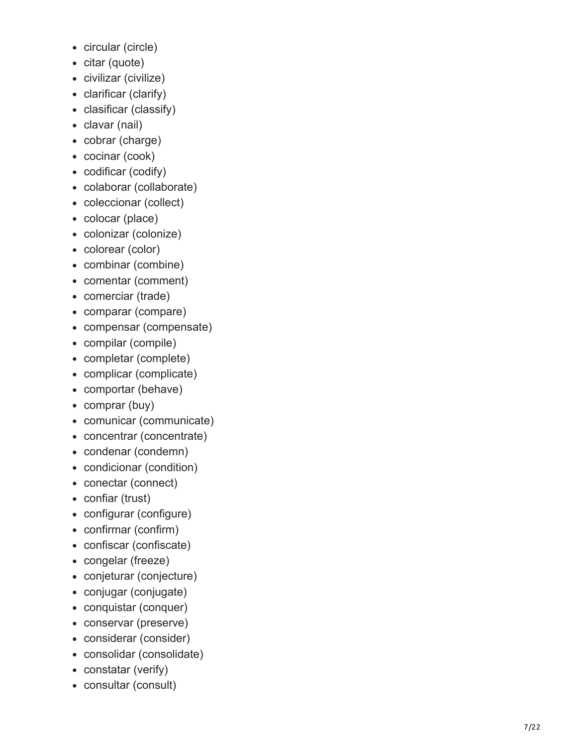- circular (circle)
- citar (quote)
- civilizar (civilize)
- clarificar (clarify)
- clasificar (classify)
- clavar (nail)
- cobrar (charge)
- cocinar (cook)
- codificar (codify)
- colaborar (collaborate)
- coleccionar (collect)
- colocar (place)
- colonizar (colonize)
- colorear (color)
- combinar (combine)
- comentar (comment)
- comerciar (trade)
- comparar (compare)
- compensar (compensate)
- compilar (compile)
- completar (complete)
- complicar (complicate)
- comportar (behave)
- comprar (buy)
- comunicar (communicate)
- concentrar (concentrate)
- condenar (condemn)
- condicionar (condition)
- conectar (connect)
- confiar (trust)
- configurar (configure)
- confirmar (confirm)
- confiscar (confiscate)
- congelar (freeze)
- conjeturar (conjecture)
- conjugar (conjugate)
- conquistar (conquer)
- conservar (preserve)
- considerar (consider)
- consolidar (consolidate)
- constatar (verify)
- consultar (consult)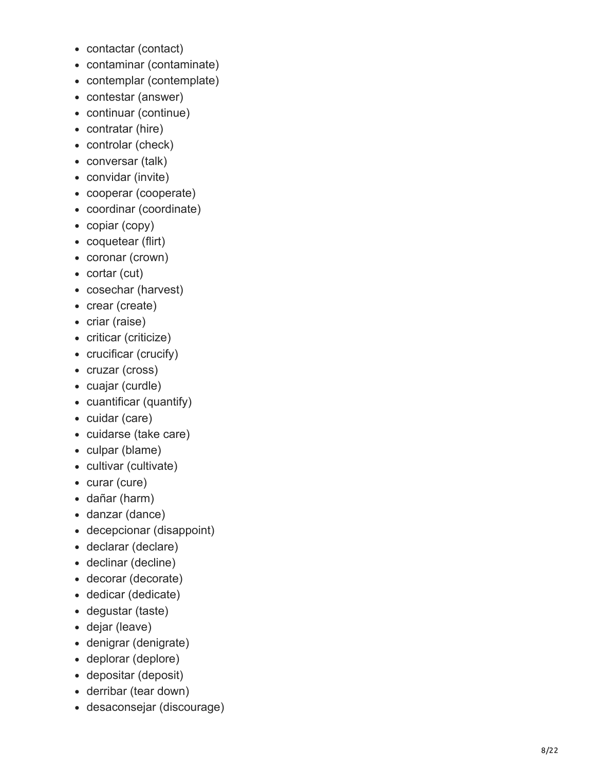- contactar (contact)
- contaminar (contaminate)
- contemplar (contemplate)
- contestar (answer)
- continuar (continue)
- contratar (hire)
- controlar (check)
- conversar (talk)
- convidar (invite)
- cooperar (cooperate)
- coordinar (coordinate)
- copiar (copy)
- coquetear (flirt)
- coronar (crown)
- cortar (cut)
- cosechar (harvest)
- crear (create)
- criar (raise)
- criticar (criticize)
- crucificar (crucify)
- cruzar (cross)
- cuajar (curdle)
- cuantificar (quantify)
- cuidar (care)
- cuidarse (take care)
- culpar (blame)
- cultivar (cultivate)
- curar (cure)
- dañar (harm)
- danzar (dance)
- decepcionar (disappoint)
- declarar (declare)
- declinar (decline)
- decorar (decorate)
- dedicar (dedicate)
- degustar (taste)
- dejar (leave)
- denigrar (denigrate)
- deplorar (deplore)
- depositar (deposit)
- derribar (tear down)
- desaconsejar (discourage)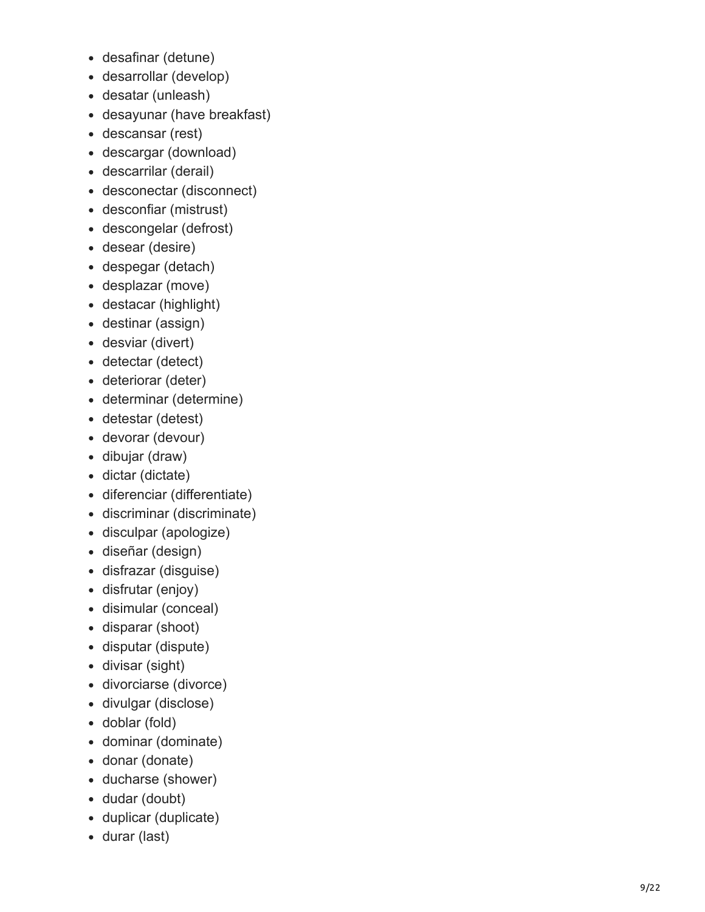- desafinar (detune)
- desarrollar (develop)
- desatar (unleash)
- desayunar (have breakfast)
- descansar (rest)
- descargar (download)
- descarrilar (derail)
- desconectar (disconnect)
- desconfiar (mistrust)
- descongelar (defrost)
- desear (desire)
- despegar (detach)
- desplazar (move)
- destacar (highlight)
- destinar (assign)
- desviar (divert)
- detectar (detect)
- deteriorar (deter)
- determinar (determine)
- detestar (detest)
- devorar (devour)
- dibujar (draw)
- dictar (dictate)
- diferenciar (differentiate)
- discriminar (discriminate)
- disculpar (apologize)
- diseñar (design)
- disfrazar (disguise)
- disfrutar (enjoy)
- disimular (conceal)
- disparar (shoot)
- disputar (dispute)
- divisar (sight)
- divorciarse (divorce)
- divulgar (disclose)
- doblar (fold)
- dominar (dominate)
- donar (donate)
- ducharse (shower)
- dudar (doubt)
- duplicar (duplicate)
- durar (last)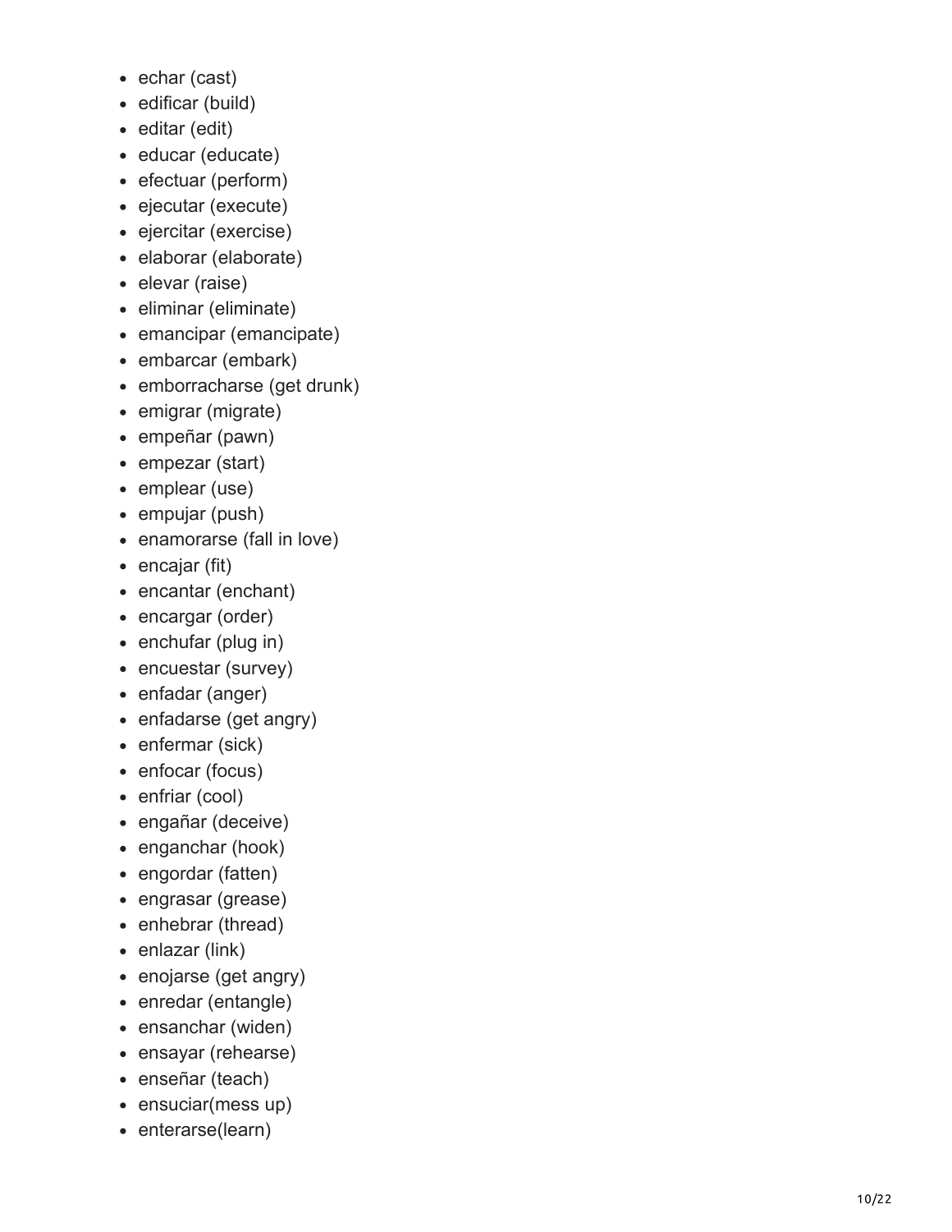- echar (cast)
- edificar (build)
- editar (edit)
- educar (educate)
- efectuar (perform)
- ejecutar (execute)
- ejercitar (exercise)
- elaborar (elaborate)
- elevar (raise)
- eliminar (eliminate)
- emancipar (emancipate)
- embarcar (embark)
- emborracharse (get drunk)
- emigrar (migrate)
- empeñar (pawn)
- empezar (start)
- emplear (use)
- empujar (push)
- enamorarse (fall in love)
- encajar (fit)
- encantar (enchant)
- encargar (order)
- enchufar (plug in)
- encuestar (survey)
- enfadar (anger)
- enfadarse (get angry)
- enfermar (sick)
- enfocar (focus)
- enfriar (cool)
- engañar (deceive)
- enganchar (hook)
- engordar (fatten)
- engrasar (grease)
- enhebrar (thread)
- enlazar (link)
- enojarse (get angry)
- enredar (entangle)
- ensanchar (widen)
- ensayar (rehearse)
- enseñar (teach)
- ensuciar(mess up)
- enterarse(learn)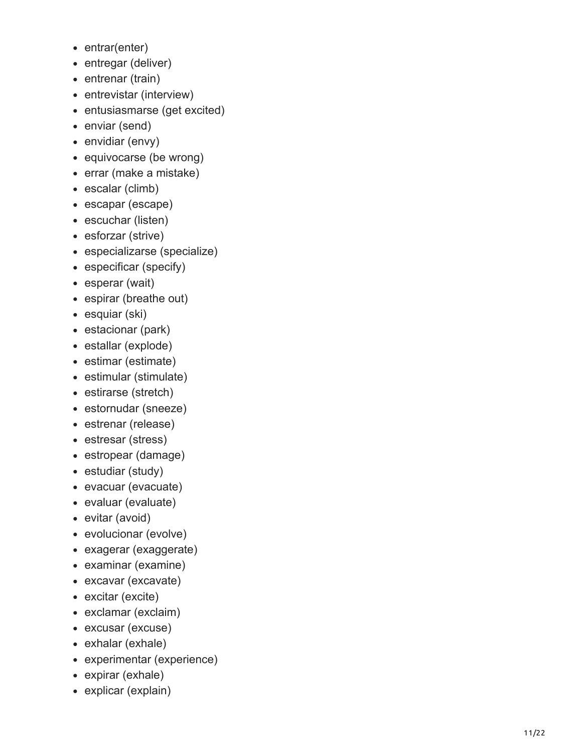- entrar(enter)
- entregar (deliver)
- entrenar (train)
- entrevistar (interview)
- entusiasmarse (get excited)
- enviar (send)
- envidiar (envy)
- equivocarse (be wrong)
- errar (make a mistake)
- escalar (climb)
- escapar (escape)
- escuchar (listen)
- esforzar (strive)
- especializarse (specialize)
- especificar (specify)
- esperar (wait)
- espirar (breathe out)
- esquiar (ski)
- estacionar (park)
- estallar (explode)
- estimar (estimate)
- estimular (stimulate)
- estirarse (stretch)
- estornudar (sneeze)
- estrenar (release)
- estresar (stress)
- estropear (damage)
- estudiar (study)
- evacuar (evacuate)
- evaluar (evaluate)
- evitar (avoid)
- evolucionar (evolve)
- exagerar (exaggerate)
- examinar (examine)
- excavar (excavate)
- excitar (excite)
- exclamar (exclaim)
- excusar (excuse)
- exhalar (exhale)
- experimentar (experience)
- expirar (exhale)
- explicar (explain)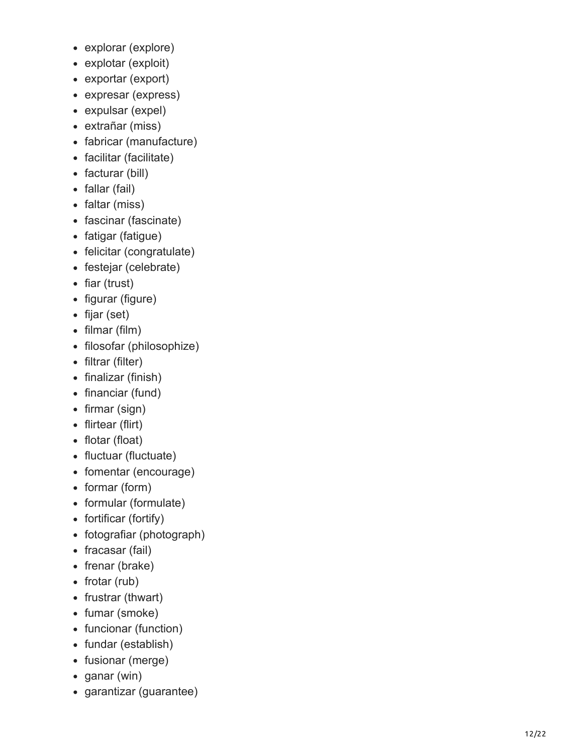- explorar (explore)
- explotar (exploit)
- exportar (export)
- expresar (express)
- expulsar (expel)
- extrañar (miss)
- fabricar (manufacture)
- facilitar (facilitate)
- facturar (bill)
- fallar (fail)
- faltar (miss)
- fascinar (fascinate)
- fatigar (fatigue)
- felicitar (congratulate)
- festejar (celebrate)
- fiar (trust)
- figurar (figure)
- fijar (set)
- filmar (film)
- filosofar (philosophize)
- filtrar (filter)
- finalizar (finish)
- financiar (fund)
- firmar (sign)
- flirtear (flirt)
- flotar (float)
- fluctuar (fluctuate)
- fomentar (encourage)
- formar (form)
- formular (formulate)
- fortificar (fortify)
- fotografiar (photograph)
- fracasar (fail)
- frenar (brake)
- frotar (rub)
- frustrar (thwart)
- fumar (smoke)
- funcionar (function)
- fundar (establish)
- fusionar (merge)
- ganar (win)
- garantizar (guarantee)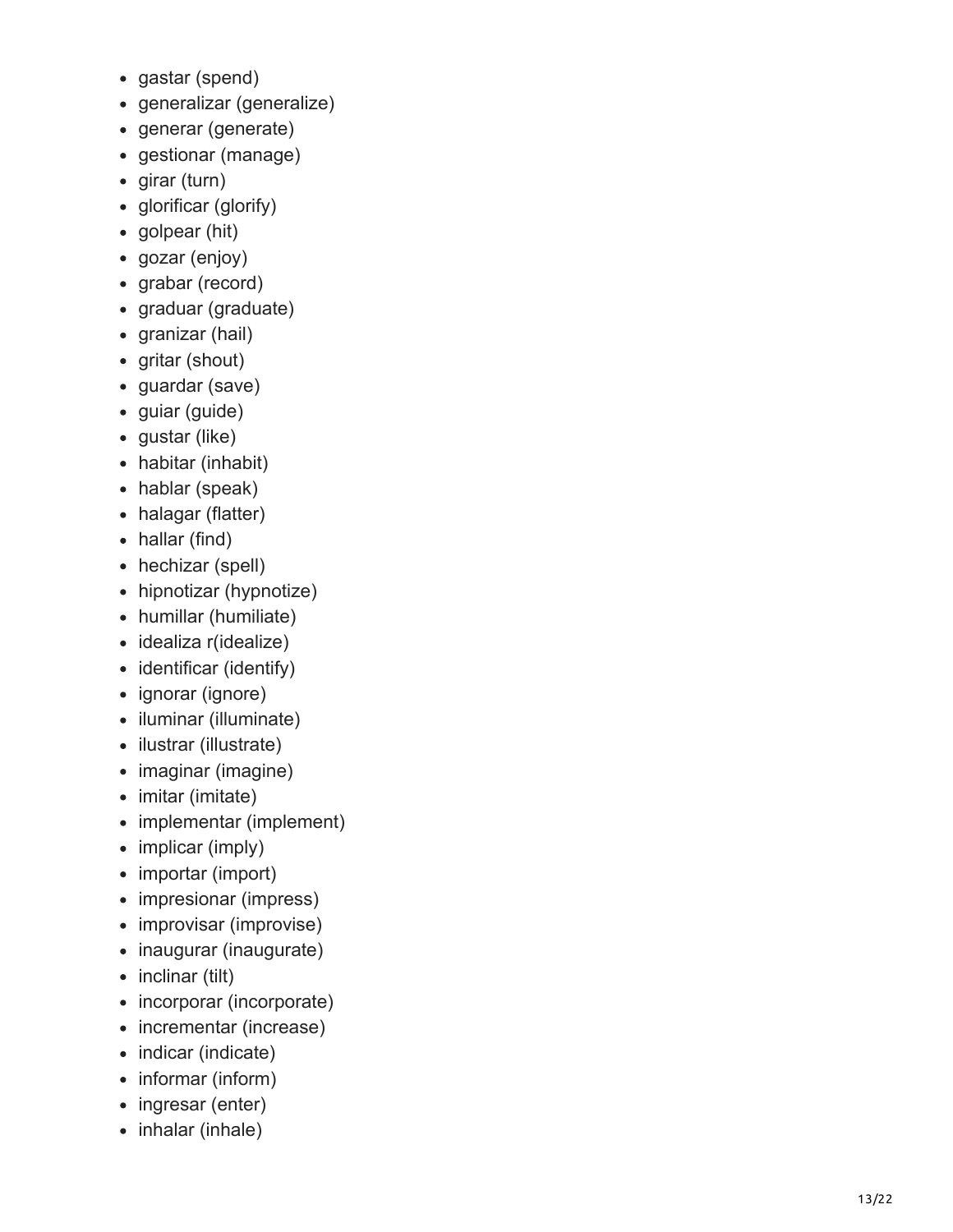- gastar (spend)
- generalizar (generalize)
- generar (generate)
- gestionar (manage)
- girar (turn)
- glorificar (glorify)
- golpear (hit)
- gozar (enjoy)
- grabar (record)
- graduar (graduate)
- granizar (hail)
- gritar (shout)
- guardar (save)
- guiar (guide)
- gustar (like)
- habitar (inhabit)
- hablar (speak)
- halagar (flatter)
- hallar (find)
- hechizar (spell)
- hipnotizar (hypnotize)
- humillar (humiliate)
- idealiza r(idealize)
- identificar (identify)
- ignorar (ignore)
- iluminar (illuminate)
- ilustrar (illustrate)
- imaginar (imagine)
- imitar (imitate)
- implementar (implement)
- implicar (imply)
- importar (import)
- impresionar (impress)
- improvisar (improvise)
- inaugurar (inaugurate)
- inclinar (tilt)
- incorporar (incorporate)
- incrementar (increase)
- indicar (indicate)
- informar (inform)
- ingresar (enter)
- inhalar (inhale)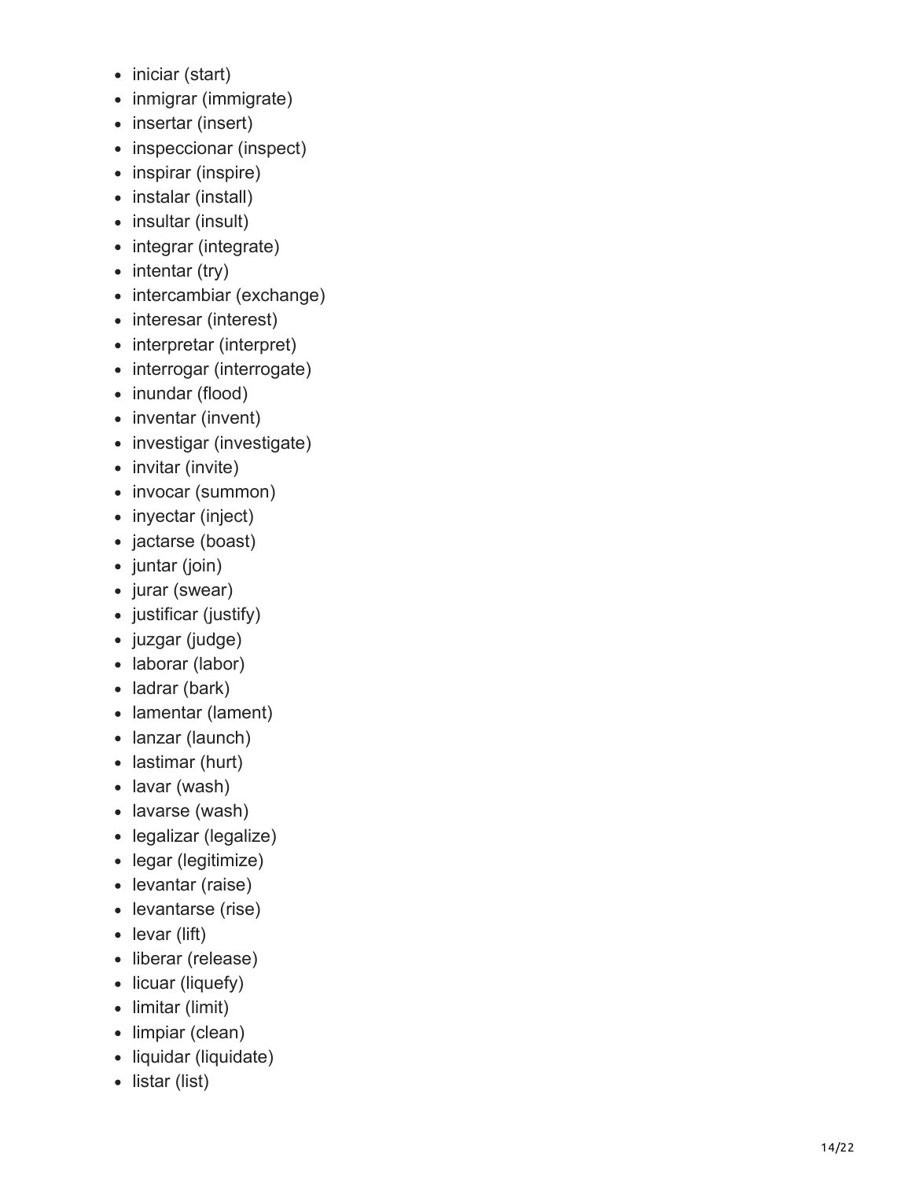- iniciar (start)
- inmigrar (immigrate)
- insertar (insert)
- inspeccionar (inspect)
- inspirar (inspire)
- instalar (install)
- insultar (insult)
- integrar (integrate)
- intentar (try)
- intercambiar (exchange)
- interesar (interest)
- interpretar (interpret)
- interrogar (interrogate)
- inundar (flood)
- inventar (invent)
- investigar (investigate)
- invitar (invite)
- invocar (summon)
- inyectar (inject)
- jactarse (boast)
- juntar (join)
- jurar (swear)
- justificar (justify)
- juzgar (judge)
- laborar (labor)
- ladrar (bark)
- lamentar (lament)
- lanzar (launch)
- lastimar (hurt)
- lavar (wash)
- lavarse (wash)
- legalizar (legalize)
- legar (legitimize)
- levantar (raise)
- levantarse (rise)
- levar (lift)
- liberar (release)
- licuar (liquefy)
- limitar (limit)
- limpiar (clean)
- liquidar (liquidate)
- listar (list)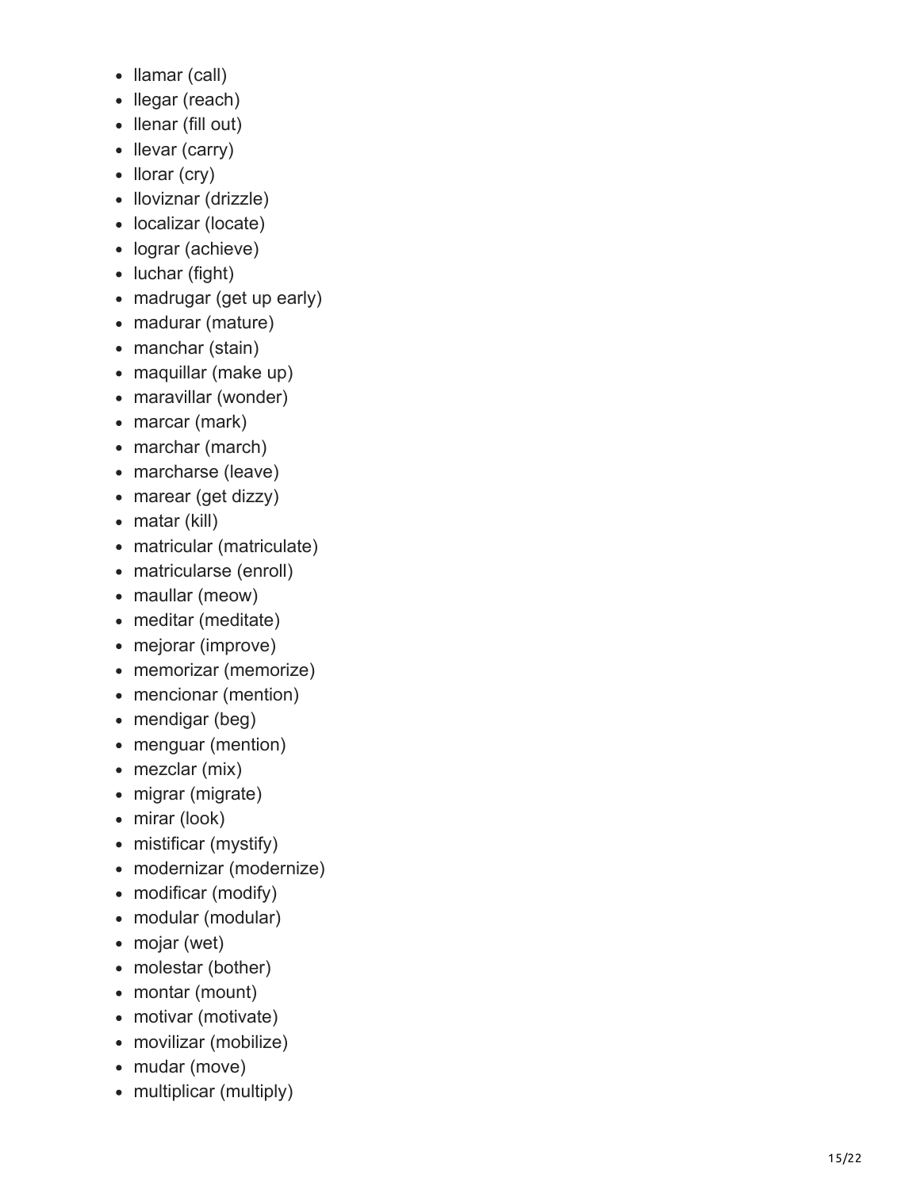- llamar (call)
- llegar (reach)
- llenar (fill out)
- llevar (carry)
- llorar (cry)
- lloviznar (drizzle)
- localizar (locate)
- lograr (achieve)
- luchar (fight)
- madrugar (get up early)
- madurar (mature)
- manchar (stain)
- maquillar (make up)
- maravillar (wonder)
- marcar (mark)
- marchar (march)
- marcharse (leave)
- marear (get dizzy)
- matar (kill)
- matricular (matriculate)
- matricularse (enroll)
- maullar (meow)
- meditar (meditate)
- mejorar (improve)
- memorizar (memorize)
- mencionar (mention)
- mendigar (beg)
- menguar (mention)
- mezclar (mix)
- migrar (migrate)
- mirar (look)
- mistificar (mystify)
- modernizar (modernize)
- modificar (modify)
- modular (modular)
- mojar (wet)
- molestar (bother)
- montar (mount)
- motivar (motivate)
- movilizar (mobilize)
- mudar (move)
- multiplicar (multiply)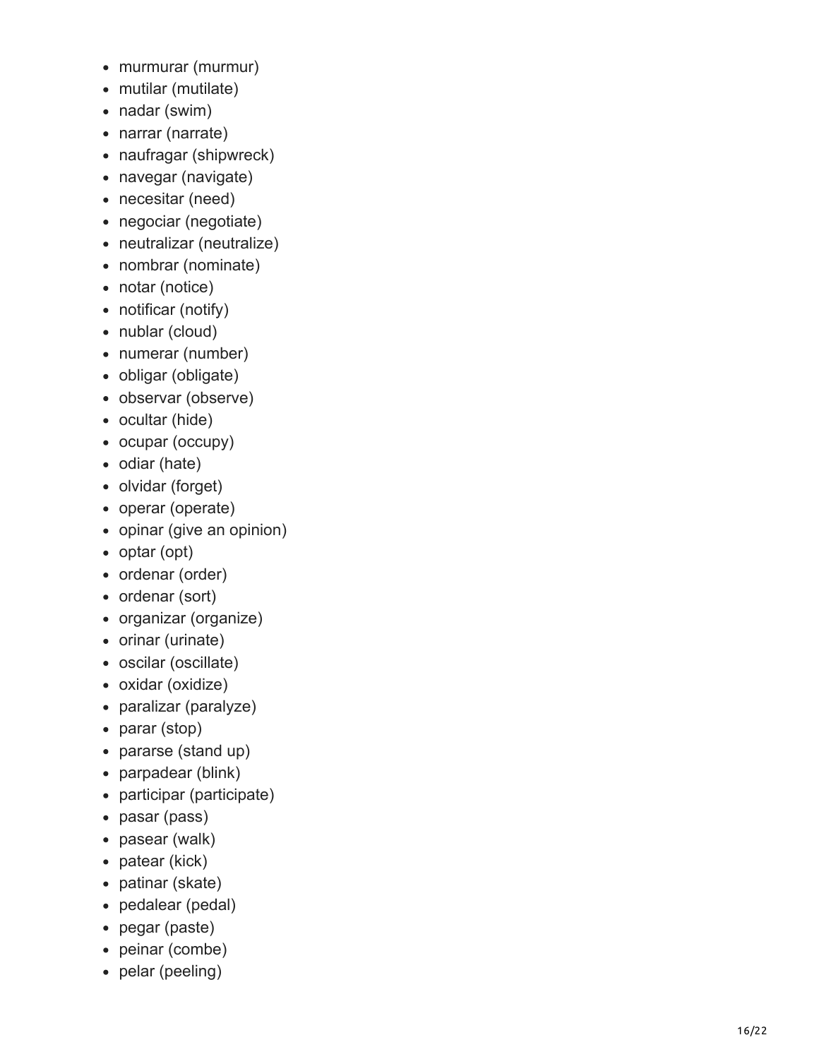- murmurar (murmur)
- mutilar (mutilate)
- nadar (swim)
- narrar (narrate)
- naufragar (shipwreck)
- navegar (navigate)
- necesitar (need)
- negociar (negotiate)
- neutralizar (neutralize)
- nombrar (nominate)
- notar (notice)
- notificar (notify)
- nublar (cloud)
- numerar (number)
- obligar (obligate)
- observar (observe)
- ocultar (hide)
- ocupar (occupy)
- odiar (hate)
- olvidar (forget)
- operar (operate)
- opinar (give an opinion)
- optar (opt)
- ordenar (order)
- ordenar (sort)
- organizar (organize)
- orinar (urinate)
- oscilar (oscillate)
- oxidar (oxidize)
- paralizar (paralyze)
- parar (stop)
- pararse (stand up)
- parpadear (blink)
- participar (participate)
- pasar (pass)
- pasear (walk)
- patear (kick)
- patinar (skate)
- pedalear (pedal)
- pegar (paste)
- peinar (combe)
- pelar (peeling)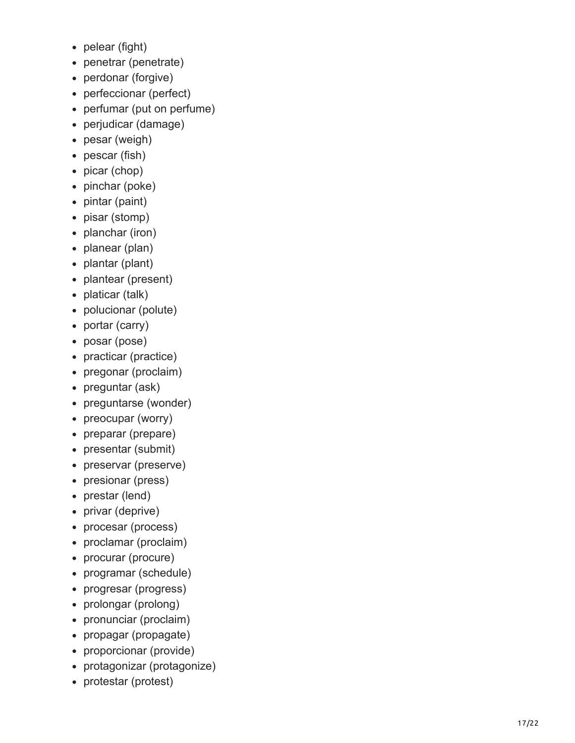- pelear (fight)
- penetrar (penetrate)
- perdonar (forgive)
- perfeccionar (perfect)
- perfumar (put on perfume)
- perjudicar (damage)
- pesar (weigh)
- pescar (fish)
- picar (chop)
- pinchar (poke)
- pintar (paint)
- pisar (stomp)
- planchar (iron)
- planear (plan)
- plantar (plant)
- plantear (present)
- platicar (talk)
- polucionar (polute)
- portar (carry)
- posar (pose)
- practicar (practice)
- pregonar (proclaim)
- preguntar (ask)
- preguntarse (wonder)
- preocupar (worry)
- preparar (prepare)
- presentar (submit)
- preservar (preserve)
- presionar (press)
- prestar (lend)
- privar (deprive)
- procesar (process)
- proclamar (proclaim)
- procurar (procure)
- programar (schedule)
- progresar (progress)
- prolongar (prolong)
- pronunciar (proclaim)
- propagar (propagate)
- proporcionar (provide)
- protagonizar (protagonize)
- protestar (protest)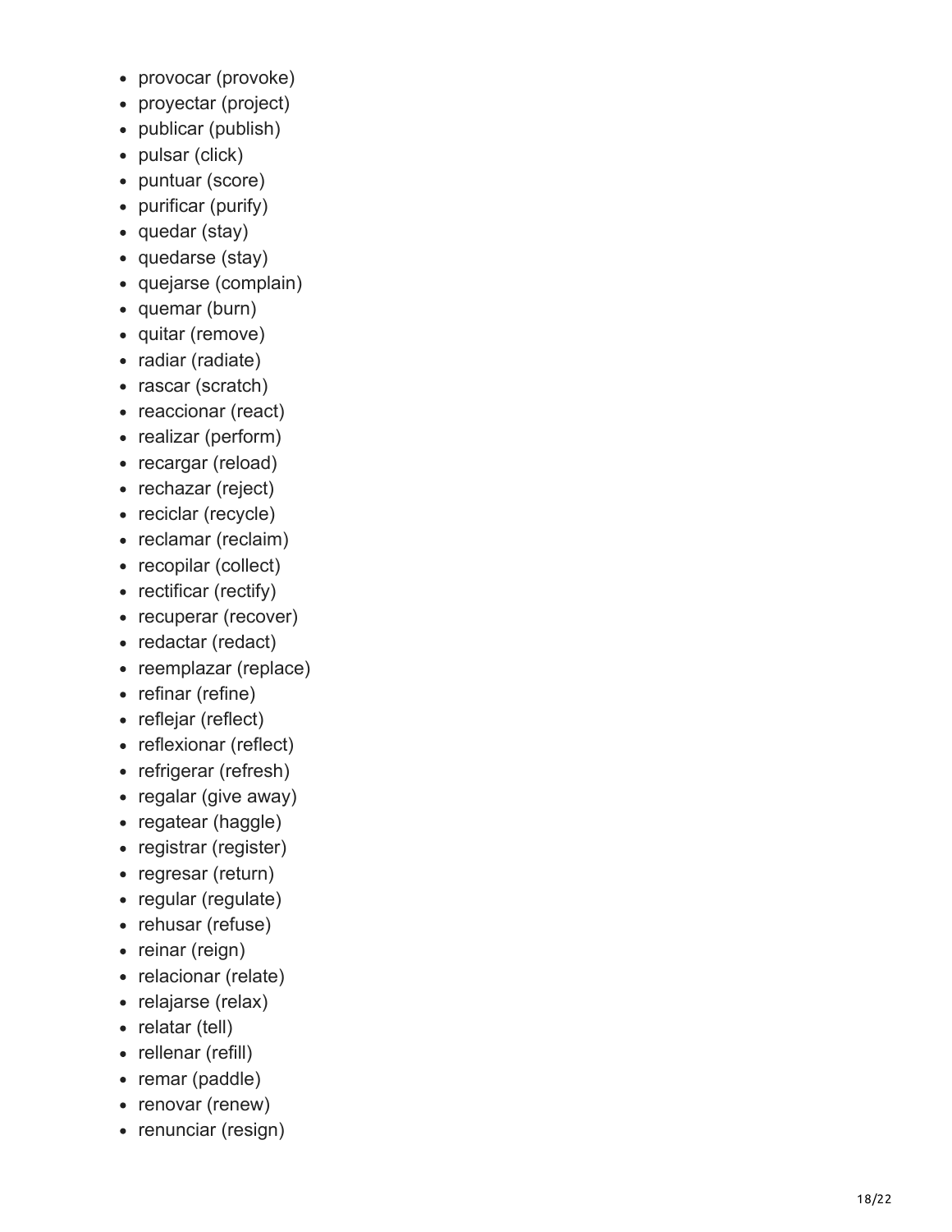- provocar (provoke)
- proyectar (project)
- publicar (publish)
- pulsar (click)
- puntuar (score)
- purificar (purify)
- quedar (stay)
- quedarse (stay)
- quejarse (complain)
- quemar (burn)
- quitar (remove)
- radiar (radiate)
- rascar (scratch)
- reaccionar (react)
- realizar (perform)
- recargar (reload)
- rechazar (reject)
- reciclar (recycle)
- reclamar (reclaim)
- recopilar (collect)
- rectificar (rectify)
- recuperar (recover)
- redactar (redact)
- reemplazar (replace)
- refinar (refine)
- reflejar (reflect)
- reflexionar (reflect)
- refrigerar (refresh)
- regalar (give away)
- regatear (haggle)
- registrar (register)
- regresar (return)
- regular (regulate)
- rehusar (refuse)
- reinar (reign)
- relacionar (relate)
- relajarse (relax)
- relatar (tell)
- rellenar (refill)
- remar (paddle)
- renovar (renew)
- renunciar (resign)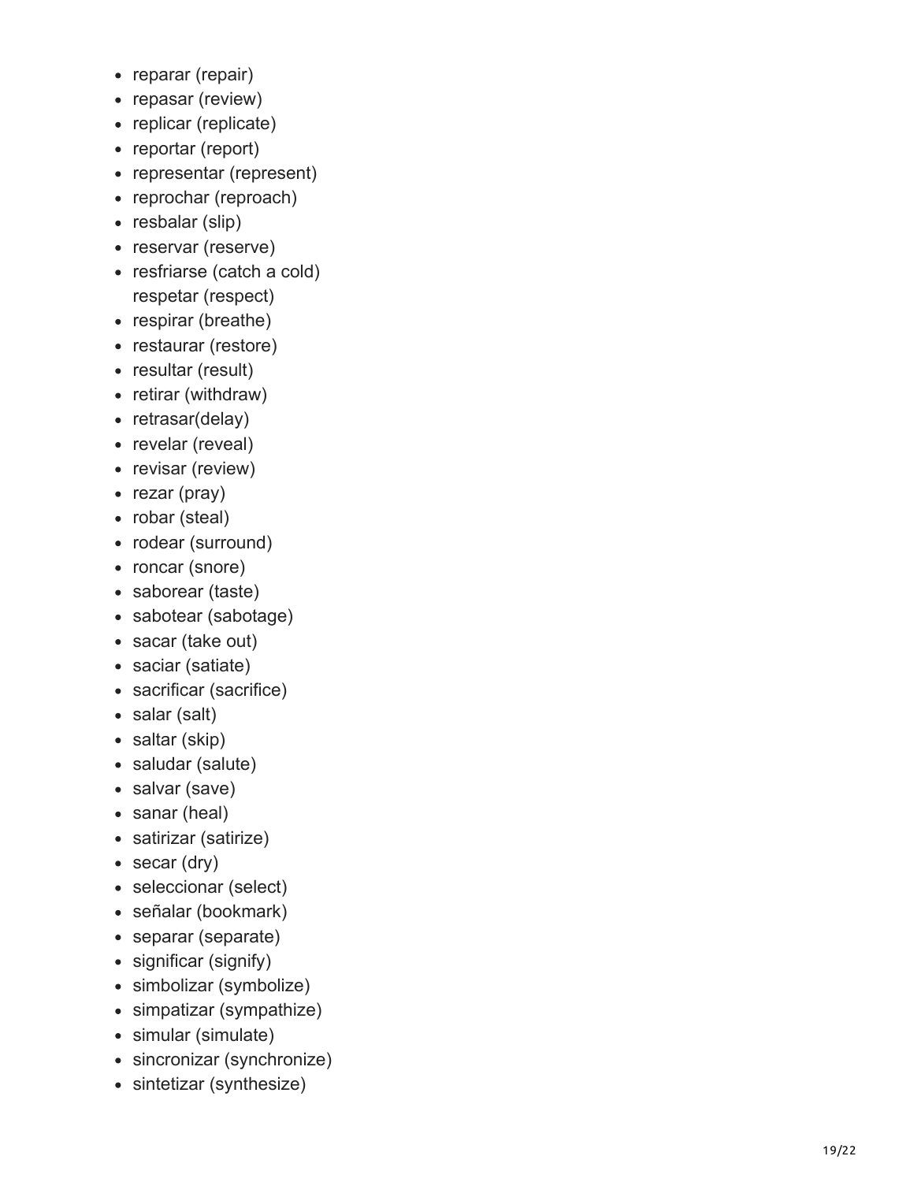- reparar (repair)
- repasar (review)
- replicar (replicate)
- reportar (report)
- representar (represent)
- reprochar (reproach)
- resbalar (slip)
- reservar (reserve)
- resfriarse (catch a cold)
  respetar (respect)
- respirar (breathe)
- restaurar (restore)
- resultar (result)
- retirar (withdraw)
- retrasar(delay)
- revelar (reveal)
- revisar (review)
- rezar (pray)
- robar (steal)
- rodear (surround)
- roncar (snore)
- saborear (taste)
- sabotear (sabotage)
- sacar (take out)
- saciar (satiate)
- sacrificar (sacrifice)
- salar (salt)
- saltar (skip)
- saludar (salute)
- salvar (save)
- sanar (heal)
- satirizar (satirize)
- secar (dry)
- seleccionar (select)
- señalar (bookmark)
- separar (separate)
- significar (signify)
- simbolizar (symbolize)
- simpatizar (sympathize)
- simular (simulate)
- sincronizar (synchronize)
- sintetizar (synthesize)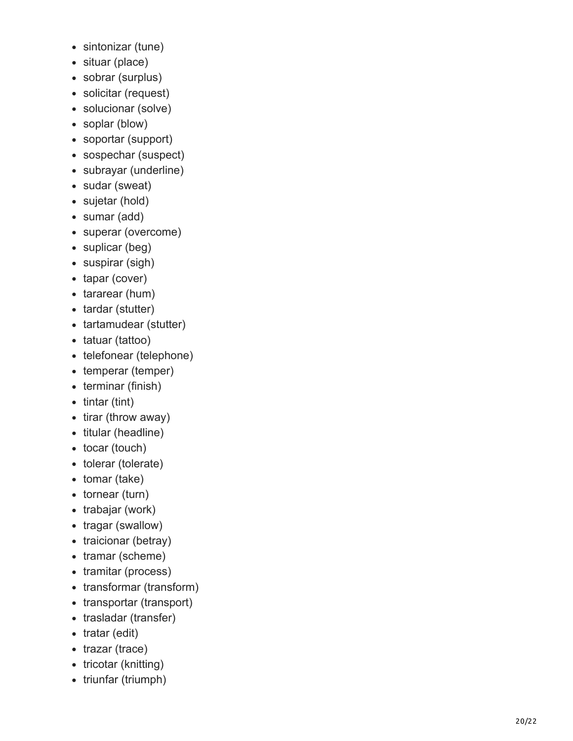- sintonizar (tune)
- situar (place)
- sobrar (surplus)
- solicitar (request)
- solucionar (solve)
- soplar (blow)
- soportar (support)
- sospechar (suspect)
- subrayar (underline)
- sudar (sweat)
- sujetar (hold)
- sumar (add)
- superar (overcome)
- suplicar (beg)
- suspirar (sigh)
- tapar (cover)
- tararear (hum)
- tardar (stutter)
- tartamudear (stutter)
- tatuar (tattoo)
- telefonear (telephone)
- temperar (temper)
- terminar (finish)
- tintar (tint)
- tirar (throw away)
- titular (headline)
- tocar (touch)
- tolerar (tolerate)
- tomar (take)
- tornear (turn)
- trabajar (work)
- tragar (swallow)
- traicionar (betray)
- tramar (scheme)
- tramitar (process)
- transformar (transform)
- transportar (transport)
- trasladar (transfer)
- tratar (edit)
- trazar (trace)
- tricotar (knitting)
- triunfar (triumph)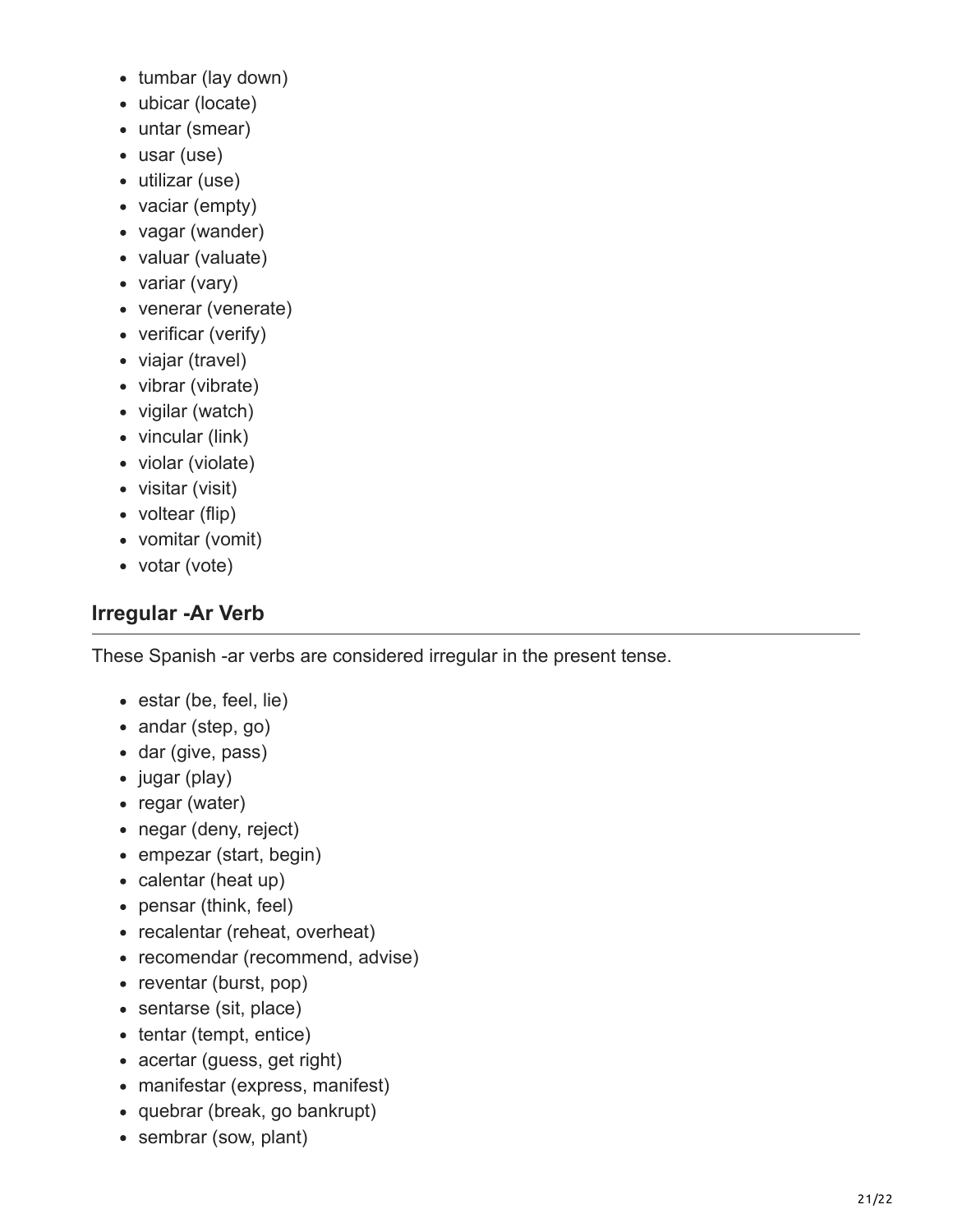- tumbar (lay down)
- ubicar (locate)
- untar (smear)
- usar (use)
- utilizar (use)
- vaciar (empty)
- vagar (wander)
- valuar (valuate)
- variar (vary)
- venerar (venerate)
- verificar (verify)
- viajar (travel)
- vibrar (vibrate)
- vigilar (watch)
- vincular (link)
- violar (violate)
- visitar (visit)
- voltear (flip)
- vomitar (vomit)
- votar (vote)

## Irregular -Ar Verb

These Spanish -ar verbs are considered irregular in the present tense.

- estar (be, feel, lie)
- andar (step, go)
- dar (give, pass)
- jugar (play)
- regar (water)
- negar (deny, reject)
- empezar (start, begin)
- calentar (heat up)
- pensar (think, feel)
- recalentar (reheat, overheat)
- recomendar (recommend, advise)
- reventar (burst, pop)
- sentarse (sit, place)
- tentar (tempt, entice)
- acertar (guess, get right)
- manifestar (express, manifest)
- quebrar (break, go bankrupt)
- sembrar (sow, plant)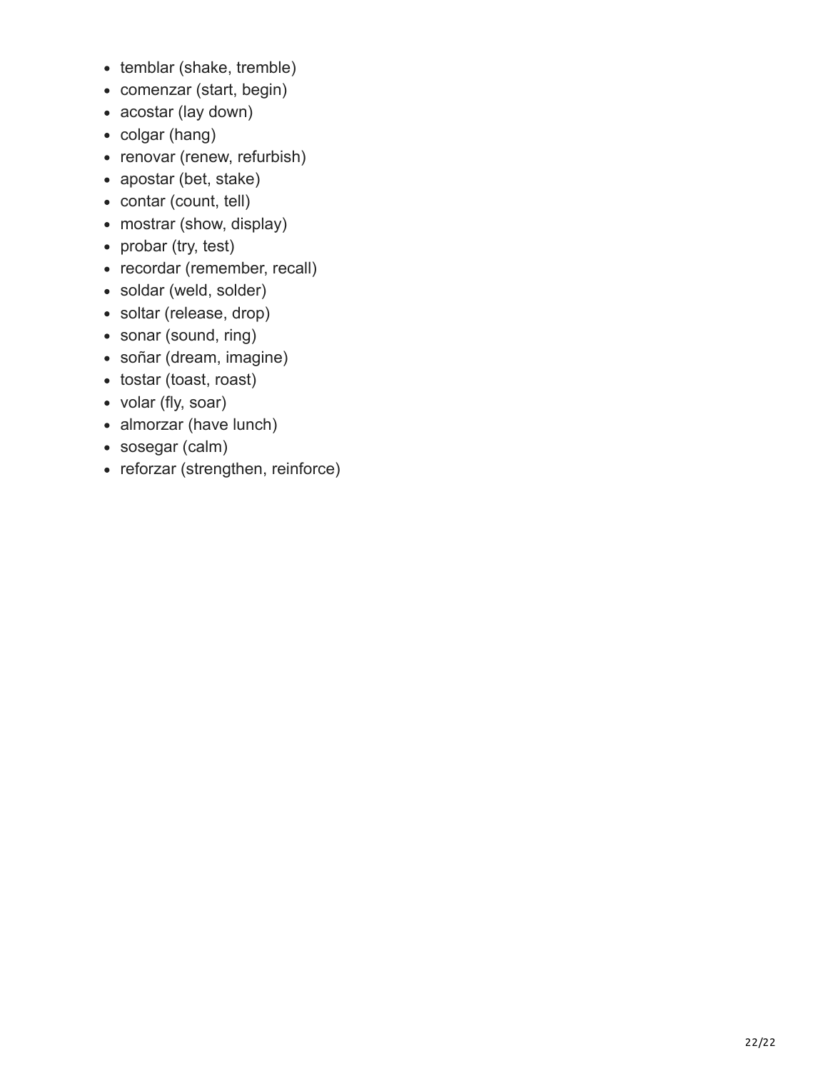- temblar (shake, tremble)
- comenzar (start, begin)
- acostar (lay down)
- colgar (hang)
- renovar (renew, refurbish)
- apostar (bet, stake)
- contar (count, tell)
- mostrar (show, display)
- probar (try, test)
- recordar (remember, recall)
- soldar (weld, solder)
- soltar (release, drop)
- sonar (sound, ring)
- soñar (dream, imagine)
- tostar (toast, roast)
- volar (fly, soar)
- almorzar (have lunch)
- sosegar (calm)
- reforzar (strengthen, reinforce)